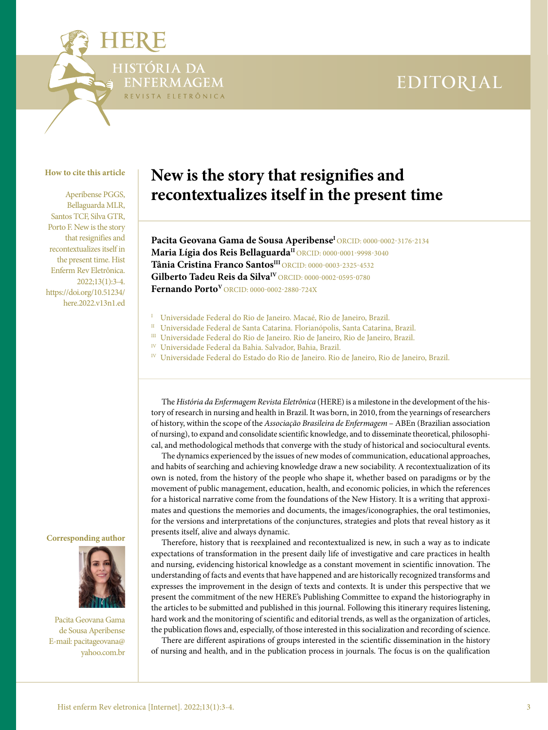EDITORIAL

# New is the story that resignifies and recontextualizes itself in the present time

**Pacita Geovana Gama de Sousa Aperibense**[I] ORCID: 0000-0002-3176-2134
**Maria Lígia dos Reis Bellaguarda**[II] ORCID: 0000-0001-9998-3040
**Tânia Cristina Franco Santos**[III] ORCID: 0000-0003-2325-4532
**Gilberto Tadeu Reis da Silva**[IV] ORCID: 0000-0002-0595-0780
**Fernando Porto**[V] ORCID: 0000-0002-2880-724X

[I] Universidade Federal do Rio de Janeiro. Macaé, Rio de Janeiro, Brazil.
[II] Universidade Federal de Santa Catarina. Florianópolis, Santa Catarina, Brazil.
[III] Universidade Federal do Rio de Janeiro. Rio de Janeiro, Rio de Janeiro, Brazil.
[IV] Universidade Federal da Bahia. Salvador, Bahia, Brazil.
[IV] Universidade Federal do Estado do Rio de Janeiro. Rio de Janeiro, Rio de Janeiro, Brazil.

**How to cite this article**

Aperibense PGGS, Bellaguarda MLR, Santos TCF, Silva GTR, Porto F. New is the story that resignifies and recontextualizes itself in the present time. Hist Enferm Rev Eletrônica. 2022;13(1):3-4. https://doi.org/10.51234/here.2022.v13n1.ed

**Corresponding author**

Pacita Geovana Gama de Sousa Aperibense
E-mail: pacitageovana@yahoo.com.br

The *História da Enfermagem Revista Eletrônica* (HERE) is a milestone in the development of the history of research in nursing and health in Brazil. It was born, in 2010, from the yearnings of researchers of history, within the scope of the *Associação Brasileira de Enfermagem* – ABEn (Brazilian association of nursing), to expand and consolidate scientific knowledge, and to disseminate theoretical, philosophical, and methodological methods that converge with the study of historical and sociocultural events.

The dynamics experienced by the issues of new modes of communication, educational approaches, and habits of searching and achieving knowledge draw a new sociability. A recontextualization of its own is noted, from the history of the people who shape it, whether based on paradigms or by the movement of public management, education, health, and economic policies, in which the references for a historical narrative come from the foundations of the New History. It is a writing that approximates and questions the memories and documents, the images/iconographies, the oral testimonies, for the versions and interpretations of the conjunctures, strategies and plots that reveal history as it presents itself, alive and always dynamic.

Therefore, history that is reexplained and recontextualized is new, in such a way as to indicate expectations of transformation in the present daily life of investigative and care practices in health and nursing, evidencing historical knowledge as a constant movement in scientific innovation. The understanding of facts and events that have happened and are historically recognized transforms and expresses the improvement in the design of texts and contexts. It is under this perspective that we present the commitment of the new HERE's Publishing Committee to expand the historiography in the articles to be submitted and published in this journal. Following this itinerary requires listening, hard work and the monitoring of scientific and editorial trends, as well as the organization of articles, the publication flows and, especially, of those interested in this socialization and recording of science.

There are different aspirations of groups interested in the scientific dissemination in the history of nursing and health, and in the publication process in journals. The focus is on the qualification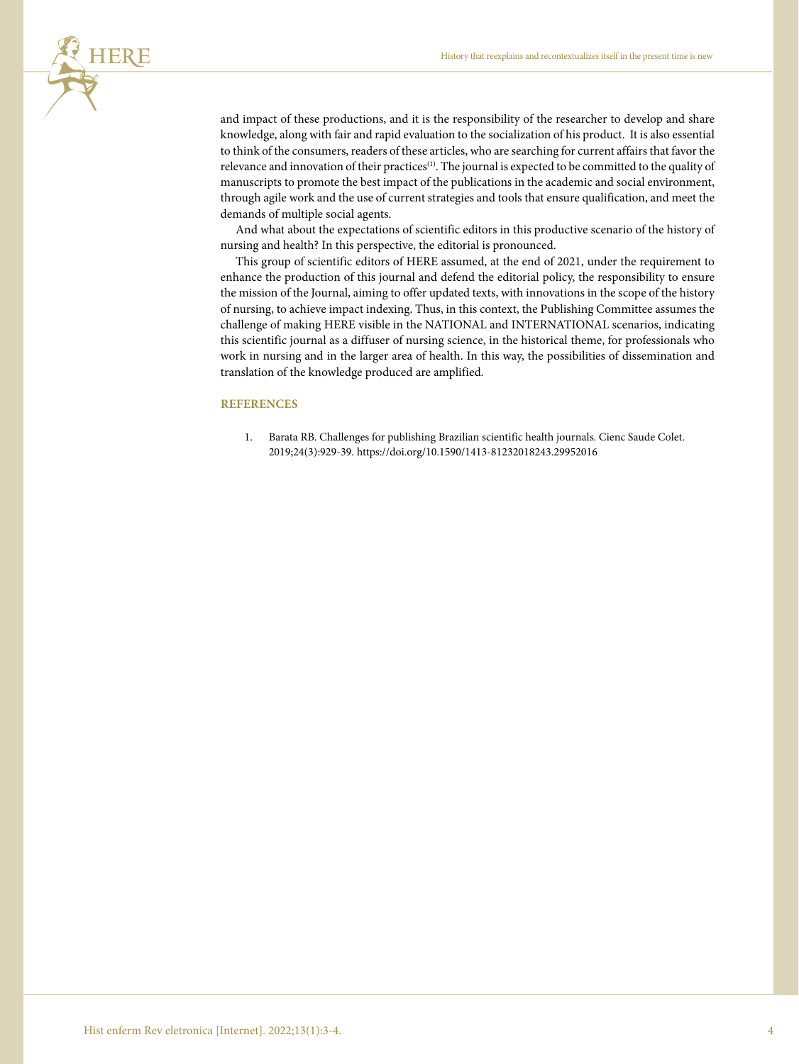and impact of these productions, and it is the responsibility of the researcher to develop and share knowledge, along with fair and rapid evaluation to the socialization of his product. It is also essential to think of the consumers, readers of these articles, who are searching for current affairs that favor the relevance and innovation of their practices[1]. The journal is expected to be committed to the quality of manuscripts to promote the best impact of the publications in the academic and social environment, through agile work and the use of current strategies and tools that ensure qualification, and meet the demands of multiple social agents.

And what about the expectations of scientific editors in this productive scenario of the history of nursing and health? In this perspective, the editorial is pronounced.

This group of scientific editors of HERE assumed, at the end of 2021, under the requirement to enhance the production of this journal and defend the editorial policy, the responsibility to ensure the mission of the Journal, aiming to offer updated texts, with innovations in the scope of the history of nursing, to achieve impact indexing. Thus, in this context, the Publishing Committee assumes the challenge of making HERE visible in the NATIONAL and INTERNATIONAL scenarios, indicating this scientific journal as a diffuser of nursing science, in the historical theme, for professionals who work in nursing and in the larger area of health. In this way, the possibilities of dissemination and translation of the knowledge produced are amplified.

## REFERENCES

1. Barata RB. Challenges for publishing Brazilian scientific health journals. Cienc Saude Colet. 2019;24(3):929-39. https://doi.org/10.1590/1413-81232018243.29952016